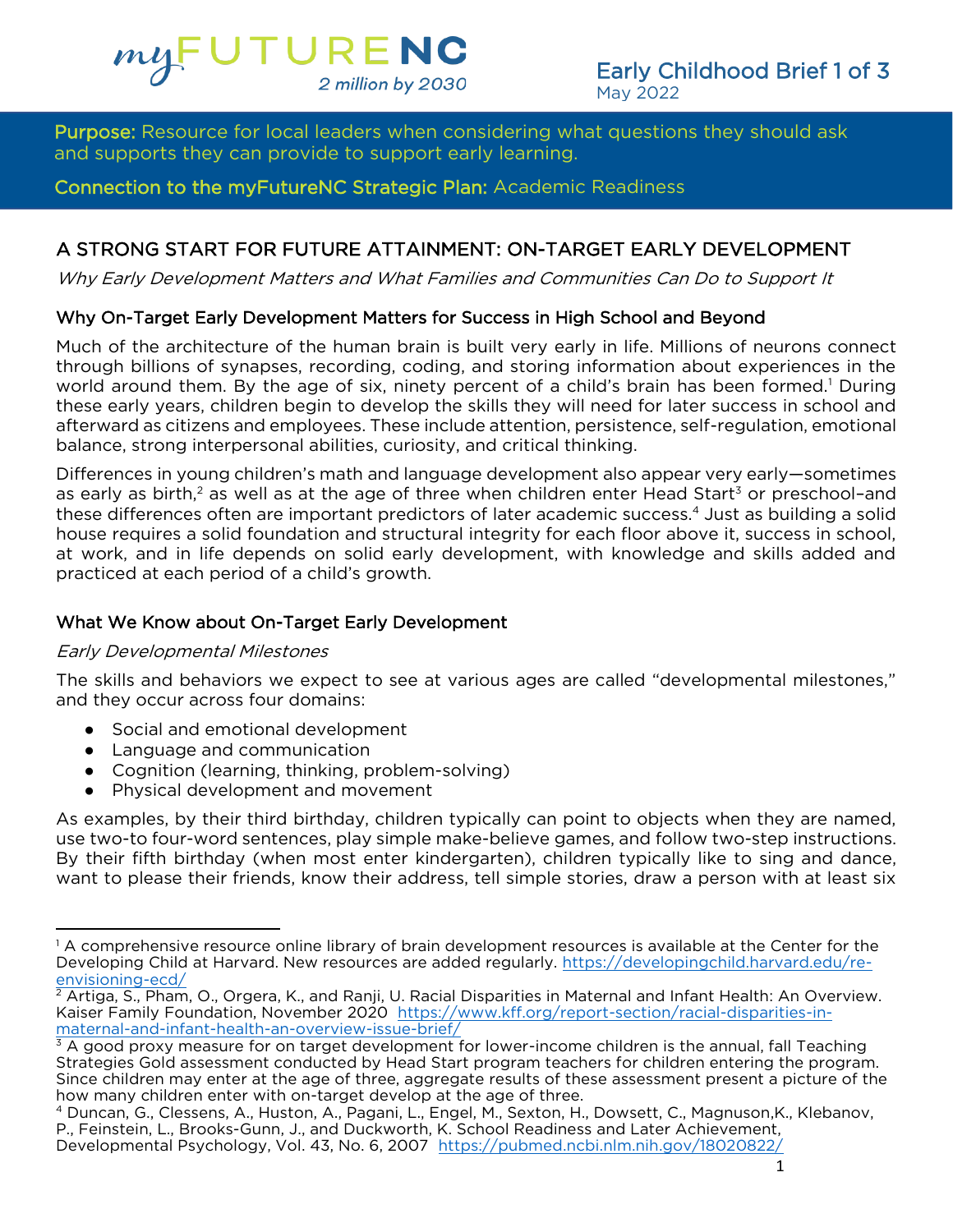myFUTURENC
*2 million by 2030*

Early Childhood Brief 1 of 3
May 2022

**Purpose:** Resource for local leaders when considering what questions they should ask and supports they can provide to support early learning.

**Connection to the myFutureNC Strategic Plan:** Academic Readiness

## A STRONG START FOR FUTURE ATTAINMENT: ON-TARGET EARLY DEVELOPMENT

*Why Early Development Matters and What Families and Communities Can Do to Support It*

### Why On-Target Early Development Matters for Success in High School and Beyond

Much of the architecture of the human brain is built very early in life. Millions of neurons connect through billions of synapses, recording, coding, and storing information about experiences in the world around them. By the age of six, ninety percent of a child's brain has been formed.[1] During these early years, children begin to develop the skills they will need for later success in school and afterward as citizens and employees. These include attention, persistence, self-regulation, emotional balance, strong interpersonal abilities, curiosity, and critical thinking.

Differences in young children's math and language development also appear very early—sometimes as early as birth,[2] as well as at the age of three when children enter Head Start[3] or preschool–and these differences often are important predictors of later academic success.[4] Just as building a solid house requires a solid foundation and structural integrity for each floor above it, success in school, at work, and in life depends on solid early development, with knowledge and skills added and practiced at each period of a child's growth.

### What We Know about On-Target Early Development

*Early Developmental Milestones*

The skills and behaviors we expect to see at various ages are called "developmental milestones," and they occur across four domains:

- Social and emotional development
- Language and communication
- Cognition (learning, thinking, problem-solving)
- Physical development and movement

As examples, by their third birthday, children typically can point to objects when they are named, use two-to four-word sentences, play simple make-believe games, and follow two-step instructions. By their fifth birthday (when most enter kindergarten), children typically like to sing and dance, want to please their friends, know their address, tell simple stories, draw a person with at least six

---

[1] A comprehensive resource online library of brain development resources is available at the Center for the Developing Child at Harvard. New resources are added regularly. https://developingchild.harvard.edu/re-envisioning-ecd/

[2] Artiga, S., Pham, O., Orgera, K., and Ranji, U. Racial Disparities in Maternal and Infant Health: An Overview. Kaiser Family Foundation, November 2020 https://www.kff.org/report-section/racial-disparities-in-maternal-and-infant-health-an-overview-issue-brief/

[3] A good proxy measure for on target development for lower-income children is the annual, fall Teaching Strategies Gold assessment conducted by Head Start program teachers for children entering the program. Since children may enter at the age of three, aggregate results of these assessment present a picture of the how many children enter with on-target develop at the age of three.

[4] Duncan, G., Clessens, A., Huston, A., Pagani, L., Engel, M., Sexton, H., Dowsett, C., Magnuson,K., Klebanov, P., Feinstein, L., Brooks-Gunn, J., and Duckworth, K. School Readiness and Later Achievement, Developmental Psychology, Vol. 43, No. 6, 2007 https://pubmed.ncbi.nlm.nih.gov/18020822/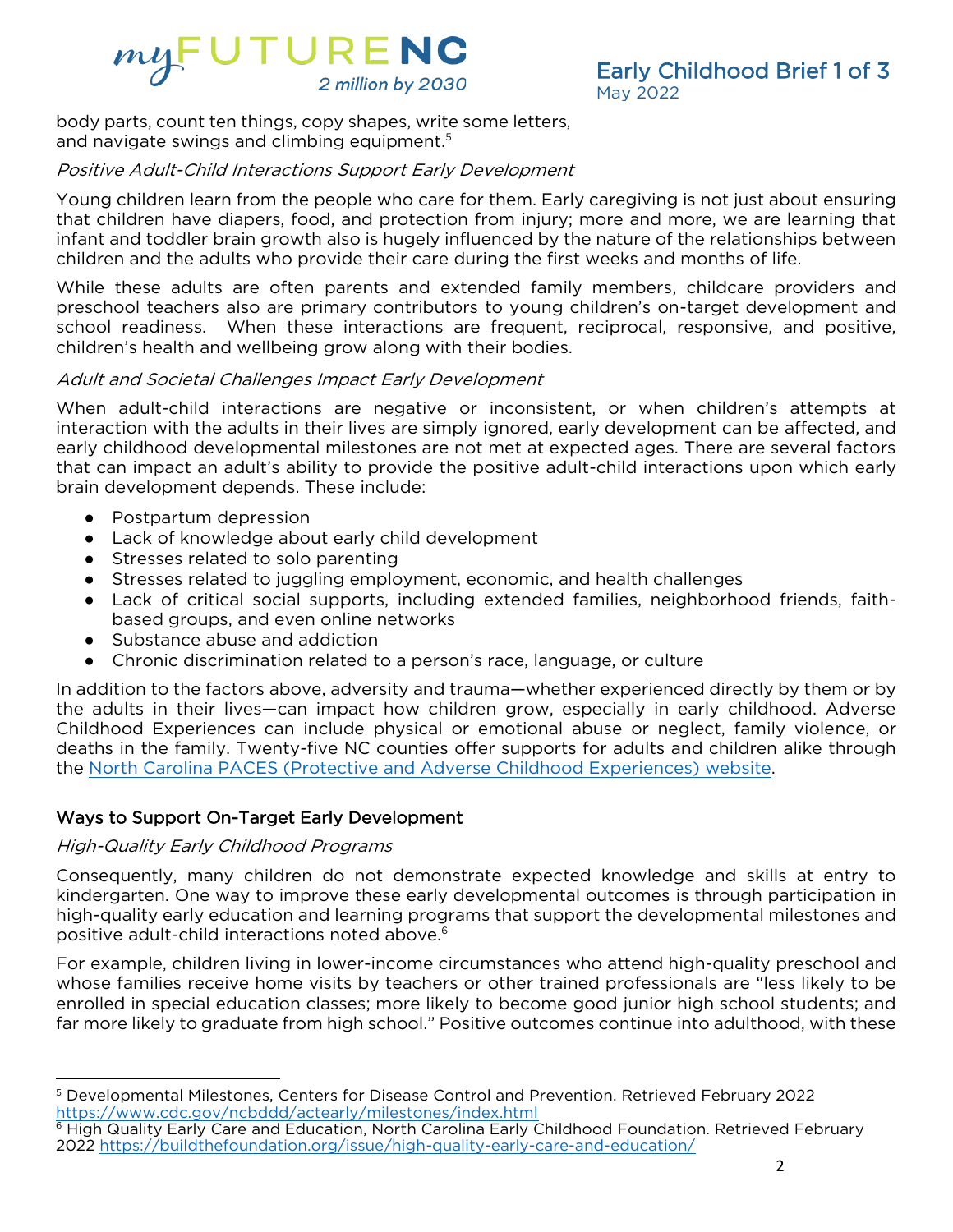body parts, count ten things, copy shapes, write some letters, and navigate swings and climbing equipment.[5]

*Positive Adult-Child Interactions Support Early Development*

Young children learn from the people who care for them. Early caregiving is not just about ensuring that children have diapers, food, and protection from injury; more and more, we are learning that infant and toddler brain growth also is hugely influenced by the nature of the relationships between children and the adults who provide their care during the first weeks and months of life.

While these adults are often parents and extended family members, childcare providers and preschool teachers also are primary contributors to young children's on-target development and school readiness. When these interactions are frequent, reciprocal, responsive, and positive, children's health and wellbeing grow along with their bodies.

*Adult and Societal Challenges Impact Early Development*

When adult-child interactions are negative or inconsistent, or when children's attempts at interaction with the adults in their lives are simply ignored, early development can be affected, and early childhood developmental milestones are not met at expected ages. There are several factors that can impact an adult's ability to provide the positive adult-child interactions upon which early brain development depends. These include:

- Postpartum depression
- Lack of knowledge about early child development
- Stresses related to solo parenting
- Stresses related to juggling employment, economic, and health challenges
- Lack of critical social supports, including extended families, neighborhood friends, faith-based groups, and even online networks
- Substance abuse and addiction
- Chronic discrimination related to a person's race, language, or culture

In addition to the factors above, adversity and trauma—whether experienced directly by them or by the adults in their lives—can impact how children grow, especially in early childhood. Adverse Childhood Experiences can include physical or emotional abuse or neglect, family violence, or deaths in the family. Twenty-five NC counties offer supports for adults and children alike through the North Carolina PACES (Protective and Adverse Childhood Experiences) website.

## Ways to Support On-Target Early Development

*High-Quality Early Childhood Programs*

Consequently, many children do not demonstrate expected knowledge and skills at entry to kindergarten. One way to improve these early developmental outcomes is through participation in high-quality early education and learning programs that support the developmental milestones and positive adult-child interactions noted above.[6]

For example, children living in lower-income circumstances who attend high-quality preschool and whose families receive home visits by teachers or other trained professionals are "less likely to be enrolled in special education classes; more likely to become good junior high school students; and far more likely to graduate from high school." Positive outcomes continue into adulthood, with these

---

[5] Developmental Milestones, Centers for Disease Control and Prevention. Retrieved February 2022 https://www.cdc.gov/ncbddd/actearly/milestones/index.html

[6] High Quality Early Care and Education, North Carolina Early Childhood Foundation. Retrieved February 2022 https://buildthefoundation.org/issue/high-quality-early-care-and-education/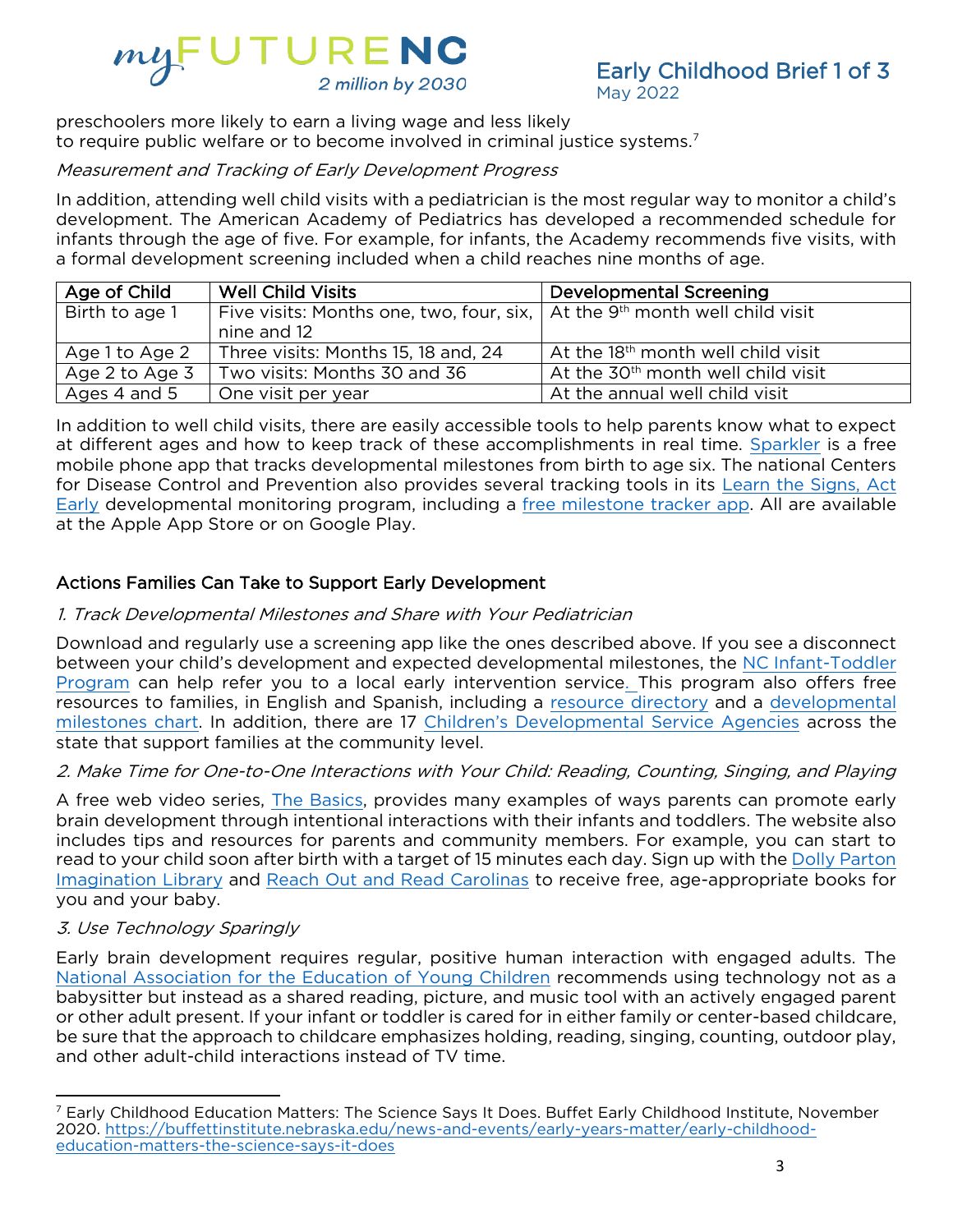preschoolers more likely to earn a living wage and less likely to require public welfare or to become involved in criminal justice systems.[7]

*Measurement and Tracking of Early Development Progress*

In addition, attending well child visits with a pediatrician is the most regular way to monitor a child's development. The American Academy of Pediatrics has developed a recommended schedule for infants through the age of five. For example, for infants, the Academy recommends five visits, with a formal development screening included when a child reaches nine months of age.

| Age of Child | Well Child Visits | Developmental Screening |
|---|---|---|
| Birth to age 1 | Five visits: Months one, two, four, six, nine and 12 | At the 9th month well child visit |
| Age 1 to Age 2 | Three visits: Months 15, 18 and, 24 | At the 18th month well child visit |
| Age 2 to Age 3 | Two visits: Months 30 and 36 | At the 30th month well child visit |
| Ages 4 and 5 | One visit per year | At the annual well child visit |

In addition to well child visits, there are easily accessible tools to help parents know what to expect at different ages and how to keep track of these accomplishments in real time. Sparkler is a free mobile phone app that tracks developmental milestones from birth to age six. The national Centers for Disease Control and Prevention also provides several tracking tools in its Learn the Signs, Act Early developmental monitoring program, including a free milestone tracker app. All are available at the Apple App Store or on Google Play.

## Actions Families Can Take to Support Early Development

*1. Track Developmental Milestones and Share with Your Pediatrician*

Download and regularly use a screening app like the ones described above. If you see a disconnect between your child's development and expected developmental milestones, the NC Infant-Toddler Program can help refer you to a local early intervention service. This program also offers free resources to families, in English and Spanish, including a resource directory and a developmental milestones chart. In addition, there are 17 Children's Developmental Service Agencies across the state that support families at the community level.

*2. Make Time for One-to-One Interactions with Your Child: Reading, Counting, Singing, and Playing*

A free web video series, The Basics, provides many examples of ways parents can promote early brain development through intentional interactions with their infants and toddlers. The website also includes tips and resources for parents and community members. For example, you can start to read to your child soon after birth with a target of 15 minutes each day. Sign up with the Dolly Parton Imagination Library and Reach Out and Read Carolinas to receive free, age-appropriate books for you and your baby.

*3. Use Technology Sparingly*

Early brain development requires regular, positive human interaction with engaged adults. The National Association for the Education of Young Children recommends using technology not as a babysitter but instead as a shared reading, picture, and music tool with an actively engaged parent or other adult present. If your infant or toddler is cared for in either family or center-based childcare, be sure that the approach to childcare emphasizes holding, reading, singing, counting, outdoor play, and other adult-child interactions instead of TV time.

---

[7] Early Childhood Education Matters: The Science Says It Does. Buffet Early Childhood Institute, November 2020. https://buffettinstitute.nebraska.edu/news-and-events/early-years-matter/early-childhood-education-matters-the-science-says-it-does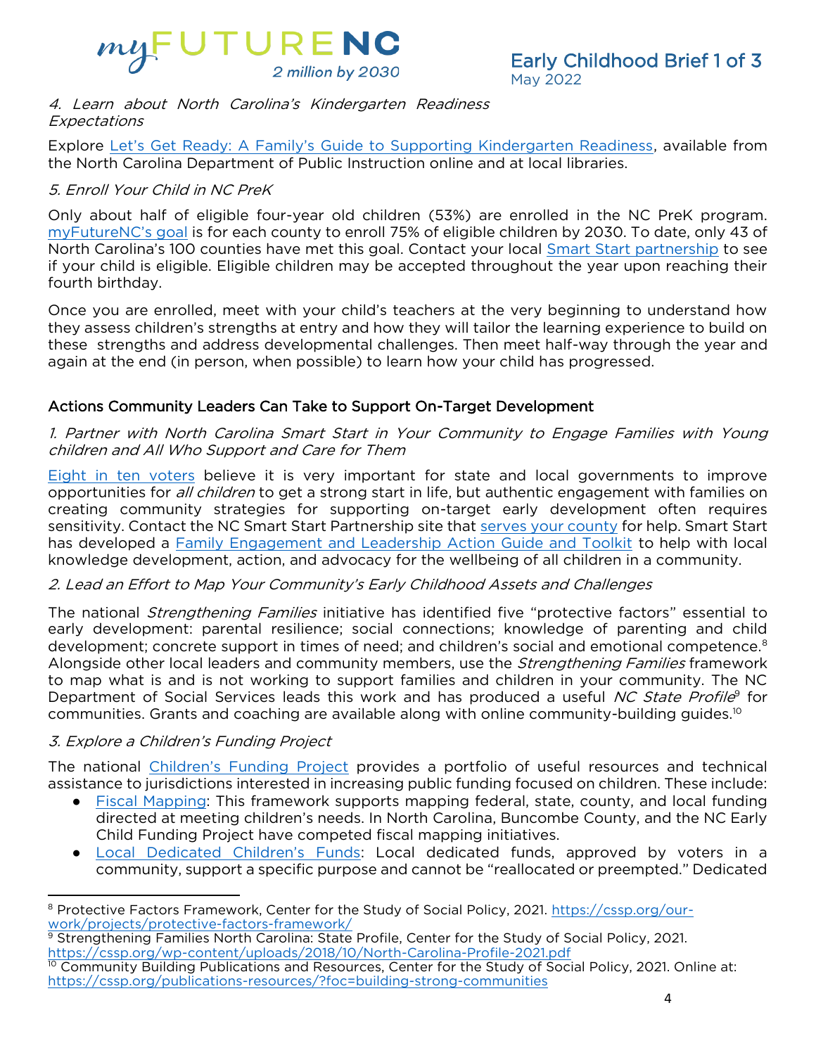*4. Learn about North Carolina's Kindergarten Readiness Expectations*

Explore Let's Get Ready: A Family's Guide to Supporting Kindergarten Readiness, available from the North Carolina Department of Public Instruction online and at local libraries.

*5. Enroll Your Child in NC PreK*

Only about half of eligible four-year old children (53%) are enrolled in the NC PreK program. myFutureNC's goal is for each county to enroll 75% of eligible children by 2030. To date, only 43 of North Carolina's 100 counties have met this goal. Contact your local Smart Start partnership to see if your child is eligible. Eligible children may be accepted throughout the year upon reaching their fourth birthday.

Once you are enrolled, meet with your child's teachers at the very beginning to understand how they assess children's strengths at entry and how they will tailor the learning experience to build on these strengths and address developmental challenges. Then meet half-way through the year and again at the end (in person, when possible) to learn how your child has progressed.

## Actions Community Leaders Can Take to Support On-Target Development

*1. Partner with North Carolina Smart Start in Your Community to Engage Families with Young children and All Who Support and Care for Them*

Eight in ten voters believe it is very important for state and local governments to improve opportunities for *all children* to get a strong start in life, but authentic engagement with families on creating community strategies for supporting on-target early development often requires sensitivity. Contact the NC Smart Start Partnership site that serves your county for help. Smart Start has developed a Family Engagement and Leadership Action Guide and Toolkit to help with local knowledge development, action, and advocacy for the wellbeing of all children in a community.

*2. Lead an Effort to Map Your Community's Early Childhood Assets and Challenges*

The national *Strengthening Families* initiative has identified five "protective factors" essential to early development: parental resilience; social connections; knowledge of parenting and child development; concrete support in times of need; and children's social and emotional competence.[8] Alongside other local leaders and community members, use the *Strengthening Families* framework to map what is and is not working to support families and children in your community. The NC Department of Social Services leads this work and has produced a useful *NC State Profile*[9] for communities. Grants and coaching are available along with online community-building guides.[10]

*3. Explore a Children's Funding Project*

The national Children's Funding Project provides a portfolio of useful resources and technical assistance to jurisdictions interested in increasing public funding focused on children. These include:

- Fiscal Mapping: This framework supports mapping federal, state, county, and local funding directed at meeting children's needs. In North Carolina, Buncombe County, and the NC Early Child Funding Project have competed fiscal mapping initiatives.
- Local Dedicated Children's Funds: Local dedicated funds, approved by voters in a community, support a specific purpose and cannot be "reallocated or preempted." Dedicated

---

[8] Protective Factors Framework, Center for the Study of Social Policy, 2021. https://cssp.org/our-work/projects/protective-factors-framework/

[9] Strengthening Families North Carolina: State Profile, Center for the Study of Social Policy, 2021. https://cssp.org/wp-content/uploads/2018/10/North-Carolina-Profile-2021.pdf

[10] Community Building Publications and Resources, Center for the Study of Social Policy, 2021. Online at: https://cssp.org/publications-resources/?foc=building-strong-communities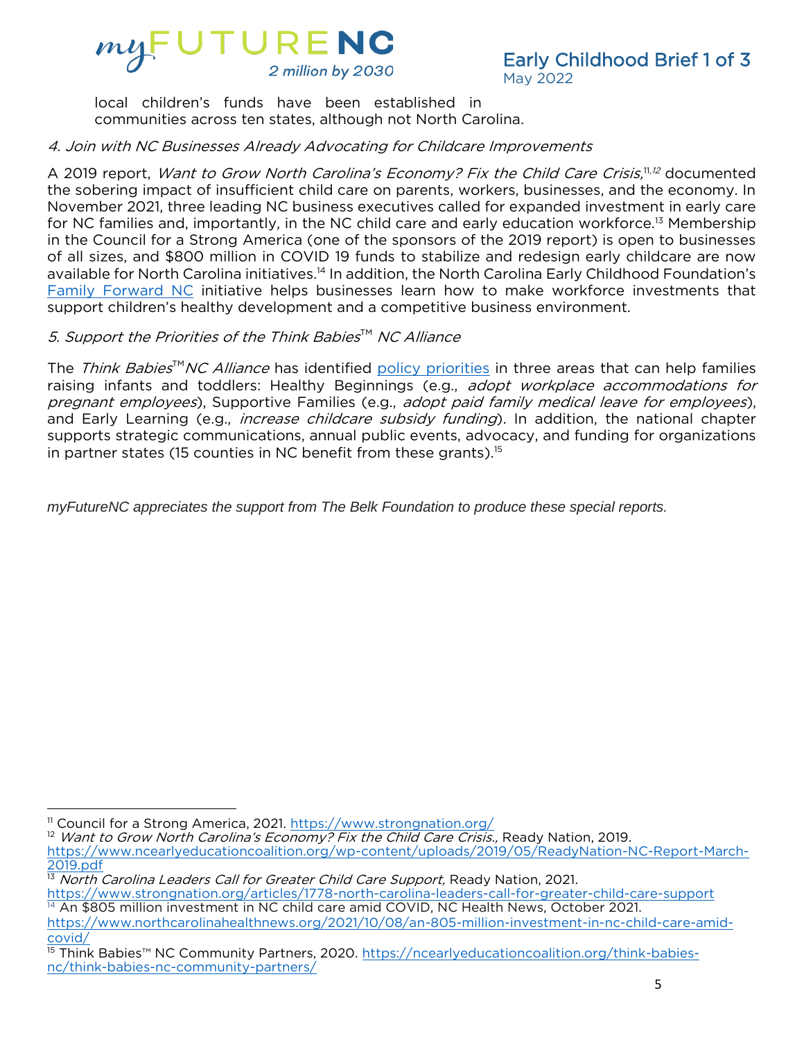local children's funds have been established in communities across ten states, although not North Carolina.

*4. Join with NC Businesses Already Advocating for Childcare Improvements*

A 2019 report, *Want to Grow North Carolina's Economy? Fix the Child Care Crisis,*[11,12] documented the sobering impact of insufficient child care on parents, workers, businesses, and the economy. In November 2021, three leading NC business executives called for expanded investment in early care for NC families and, importantly, in the NC child care and early education workforce.[13] Membership in the Council for a Strong America (one of the sponsors of the 2019 report) is open to businesses of all sizes, and $800 million in COVID 19 funds to stabilize and redesign early childcare are now available for North Carolina initiatives.[14] In addition, the North Carolina Early Childhood Foundation's Family Forward NC initiative helps businesses learn how to make workforce investments that support children's healthy development and a competitive business environment.

*5. Support the Priorities of the Think Babies™ NC Alliance*

The *Think Babies™ NC Alliance* has identified policy priorities in three areas that can help families raising infants and toddlers: Healthy Beginnings (e.g., *adopt workplace accommodations for pregnant employees*), Supportive Families (e.g., *adopt paid family medical leave for employees*), and Early Learning (e.g., *increase childcare subsidy funding*). In addition, the national chapter supports strategic communications, annual public events, advocacy, and funding for organizations in partner states (15 counties in NC benefit from these grants).[15]

*myFutureNC appreciates the support from The Belk Foundation to produce these special reports.*

---

[11] Council for a Strong America, 2021. https://www.strongnation.org/

[12] *Want to Grow North Carolina's Economy? Fix the Child Care Crisis.,* Ready Nation, 2019. https://www.ncearlyeducationcoalition.org/wp-content/uploads/2019/05/ReadyNation-NC-Report-March-2019.pdf

[13] *North Carolina Leaders Call for Greater Child Care Support,* Ready Nation, 2021. https://www.strongnation.org/articles/1778-north-carolina-leaders-call-for-greater-child-care-support

[14] An $805 million investment in NC child care amid COVID, NC Health News, October 2021. https://www.northcarolinahealthnews.org/2021/10/08/an-805-million-investment-in-nc-child-care-amid-covid/

[15] Think Babies™ NC Community Partners, 2020. https://ncearlyeducationcoalition.org/think-babies-nc/think-babies-nc-community-partners/